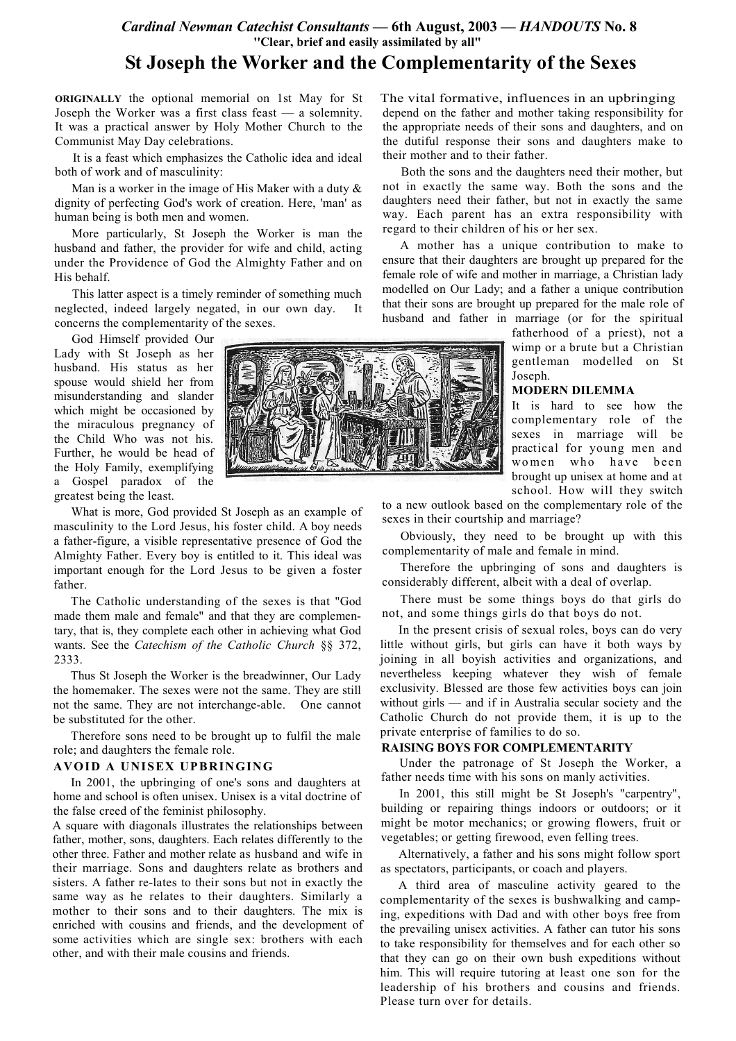*Cardinal Newman Catechist Consultants* **— 6th August, 2003 —** ***HANDOUTS*** **No. 8**

**"Clear, brief and easily assimilated by all"**

# St Joseph the Worker and the Complementarity of the Sexes

**ORIGINALLY** the optional memorial on 1st May for St Joseph the Worker was a first class feast — a solemnity. It was a practical answer by Holy Mother Church to the Communist May Day celebrations.

It is a feast which emphasizes the Catholic idea and ideal both of work and of masculinity:

Man is a worker in the image of His Maker with a duty & dignity of perfecting God's work of creation. Here, 'man' as human being is both men and women.

More particularly, St Joseph the Worker is man the husband and father, the provider for wife and child, acting under the Providence of God the Almighty Father and on His behalf.

This latter aspect is a timely reminder of something much neglected, indeed largely negated, in our own day. It concerns the complementarity of the sexes.

God Himself provided Our Lady with St Joseph as her husband. His status as her spouse would shield her from misunderstanding and slander which might be occasioned by the miraculous pregnancy of the Child Who was not his. Further, he would be head of the Holy Family, exemplifying a Gospel paradox of the greatest being the least.

What is more, God provided St Joseph as an example of masculinity to the Lord Jesus, his foster child. A boy needs a father-figure, a visible representative presence of God the Almighty Father. Every boy is entitled to it. This ideal was important enough for the Lord Jesus to be given a foster father.

The Catholic understanding of the sexes is that "God made them male and female" and that they are complementary, that is, they complete each other in achieving what God wants. See the *Catechism of the Catholic Church* §§ 372, 2333.

Thus St Joseph the Worker is the breadwinner, Our Lady the homemaker. The sexes were not the same. They are still not the same. They are not interchange-able. One cannot be substituted for the other.

Therefore sons need to be brought up to fulfil the male role; and daughters the female role.

## AVOID A UNISEX UPBRINGING

In 2001, the upbringing of one's sons and daughters at home and school is often unisex. Unisex is a vital doctrine of the false creed of the feminist philosophy.

A square with diagonals illustrates the relationships between father, mother, sons, daughters. Each relates differently to the other three. Father and mother relate as husband and wife in their marriage. Sons and daughters relate as brothers and sisters. A father re-lates to their sons but not in exactly the same way as he relates to their daughters. Similarly a mother to their sons and to their daughters. The mix is enriched with cousins and friends, and the development of some activities which are single sex: brothers with each other, and with their male cousins and friends.

The vital formative, influences in an upbringing depend on the father and mother taking responsibility for the appropriate needs of their sons and daughters, and on the dutiful response their sons and daughters make to their mother and to their father.

Both the sons and the daughters need their mother, but not in exactly the same way. Both the sons and the daughters need their father, but not in exactly the same way. Each parent has an extra responsibility with regard to their children of his or her sex.

A mother has a unique contribution to make to ensure that their daughters are brought up prepared for the female role of wife and mother in marriage, a Christian lady modelled on Our Lady; and a father a unique contribution that their sons are brought up prepared for the male role of husband and father in marriage (or for the spiritual fatherhood of a priest), not a wimp or a brute but a Christian gentleman modelled on St Joseph.

## MODERN DILEMMA

It is hard to see how the complementary role of the sexes in marriage will be practical for young men and women who have been brought up unisex at home and at school. How will they switch to a new outlook based on the complementary role of the sexes in their courtship and marriage?

Obviously, they need to be brought up with this complementarity of male and female in mind.

Therefore the upbringing of sons and daughters is considerably different, albeit with a deal of overlap.

There must be some things boys do that girls do not, and some things girls do that boys do not.

In the present crisis of sexual roles, boys can do very little without girls, but girls can have it both ways by joining in all boyish activities and organizations, and nevertheless keeping whatever they wish of female exclusivity. Blessed are those few activities boys can join without girls — and if in Australia secular society and the Catholic Church do not provide them, it is up to the private enterprise of families to do so.

## RAISING BOYS FOR COMPLEMENTARITY

Under the patronage of St Joseph the Worker, a father needs time with his sons on manly activities.

In 2001, this still might be St Joseph's "carpentry", building or repairing things indoors or outdoors; or it might be motor mechanics; or growing flowers, fruit or vegetables; or getting firewood, even felling trees.

Alternatively, a father and his sons might follow sport as spectators, participants, or coach and players.

A third area of masculine activity geared to the complementarity of the sexes is bushwalking and camping, expeditions with Dad and with other boys free from the prevailing unisex activities. A father can tutor his sons to take responsibility for themselves and for each other so that they can go on their own bush expeditions without him. This will require tutoring at least one son for the leadership of his brothers and cousins and friends. Please turn over for details.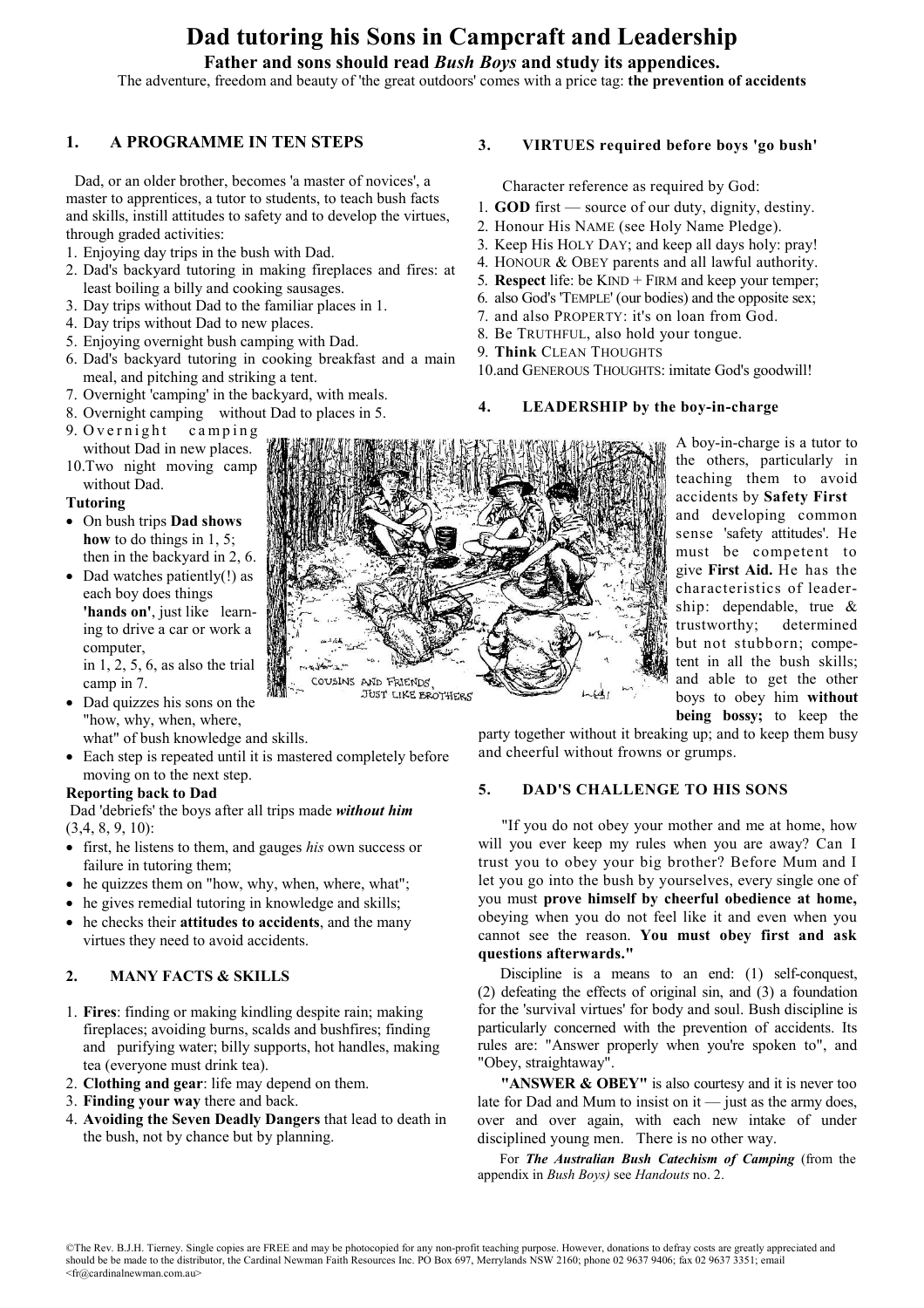# Dad tutoring his Sons in Campcraft and Leadership

**Father and sons should read *Bush Boys* and study its appendices.**

The adventure, freedom and beauty of 'the great outdoors' comes with a price tag: **the prevention of accidents**

## 1. A PROGRAMME IN TEN STEPS

Dad, or an older brother, becomes 'a master of novices', a master to apprentices, a tutor to students, to teach bush facts and skills, instill attitudes to safety and to develop the virtues, through graded activities:

1. Enjoying day trips in the bush with Dad.
2. Dad's backyard tutoring in making fireplaces and fires: at least boiling a billy and cooking sausages.
3. Day trips without Dad to the familiar places in 1.
4. Day trips without Dad to new places.
5. Enjoying overnight bush camping with Dad.
6. Dad's backyard tutoring in cooking breakfast and a main meal, and pitching and striking a tent.
7. Overnight 'camping' in the backyard, with meals.
8. Overnight camping without Dad to places in 5.
9. Overnight camping without Dad in new places.
10. Two night moving camp without Dad.

**Tutoring**

- On bush trips **Dad shows how** to do things in 1, 5; then in the backyard in 2, 6.
- Dad watches patiently(!) as each boy does things **'hands on'**, just like learning to drive a car or work a computer, in 1, 2, 5, 6, as also the trial camp in 7.
- Dad quizzes his sons on the "how, why, when, where, what" of bush knowledge and skills.
- Each step is repeated until it is mastered completely before moving on to the next step.

**Reporting back to Dad**

Dad 'debriefs' the boys after all trips made ***without him*** (3,4, 8, 9, 10):

- first, he listens to them, and gauges *his* own success or failure in tutoring them;
- he quizzes them on "how, why, when, where, what";
- he gives remedial tutoring in knowledge and skills;
- he checks their **attitudes to accidents**, and the many virtues they need to avoid accidents.

## 2. MANY FACTS & SKILLS

1. **Fires**: finding or making kindling despite rain; making fireplaces; avoiding burns, scalds and bushfires; finding and purifying water; billy supports, hot handles, making tea (everyone must drink tea).
2. **Clothing and gear**: life may depend on them.
3. **Finding your way** there and back.
4. **Avoiding the Seven Deadly Dangers** that lead to death in the bush, not by chance but by planning.

## 3. VIRTUES required before boys 'go bush'

Character reference as required by God:

1. **GOD** first — source of our duty, dignity, destiny.
2. Honour His NAME (see Holy Name Pledge).
3. Keep His HOLY DAY; and keep all days holy: pray!
4. HONOUR & OBEY parents and all lawful authority.
5. **Respect** life: be KIND + FIRM and keep your temper;
6. also God's 'TEMPLE' (our bodies) and the opposite sex;
7. and also PROPERTY: it's on loan from God.
8. Be TRUTHFUL, also hold your tongue.
9. **Think** CLEAN THOUGHTS
10. and GENEROUS THOUGHTS: imitate God's goodwill!

## 4. LEADERSHIP by the boy-in-charge

COUSINS AND FRIENDS, JUST LIKE BROTHERS

A boy-in-charge is a tutor to the others, particularly in teaching them to avoid accidents by **Safety First** and developing common sense 'safety attitudes'. He must be competent to give **First Aid.** He has the characteristics of leadership: dependable, true & trustworthy; determined but not stubborn; competent in all the bush skills; and able to get the other boys to obey him **without being bossy;** to keep the party together without it breaking up; and to keep them busy and cheerful without frowns or grumps.

## 5. DAD'S CHALLENGE TO HIS SONS

"If you do not obey your mother and me at home, how will you ever keep my rules when you are away? Can I trust you to obey your big brother? Before Mum and I let you go into the bush by yourselves, every single one of you must **prove himself by cheerful obedience at home,** obeying when you do not feel like it and even when you cannot see the reason. **You must obey first and ask questions afterwards."**

Discipline is a means to an end: (1) self-conquest, (2) defeating the effects of original sin, and (3) a foundation for the 'survival virtues' for body and soul. Bush discipline is particularly concerned with the prevention of accidents. Its rules are: "Answer properly when you're spoken to", and "Obey, straightaway".

**"ANSWER & OBEY"** is also courtesy and it is never too late for Dad and Mum to insist on it — just as the army does, over and over again, with each new intake of under disciplined young men. There is no other way.

For ***The Australian Bush Catechism of Camping*** (from the appendix in *Bush Boys)* see *Handouts* no. 2.

©The Rev. B.J.H. Tierney. Single copies are FREE and may be photocopied for any non-profit teaching purpose. However, donations to defray costs are greatly appreciated and should be be made to the distributor, the Cardinal Newman Faith Resources Inc. PO Box 697, Merrylands NSW 2160; phone 02 9637 9406; fax 02 9637 3351; email <fr@cardinalnewman.com.au>